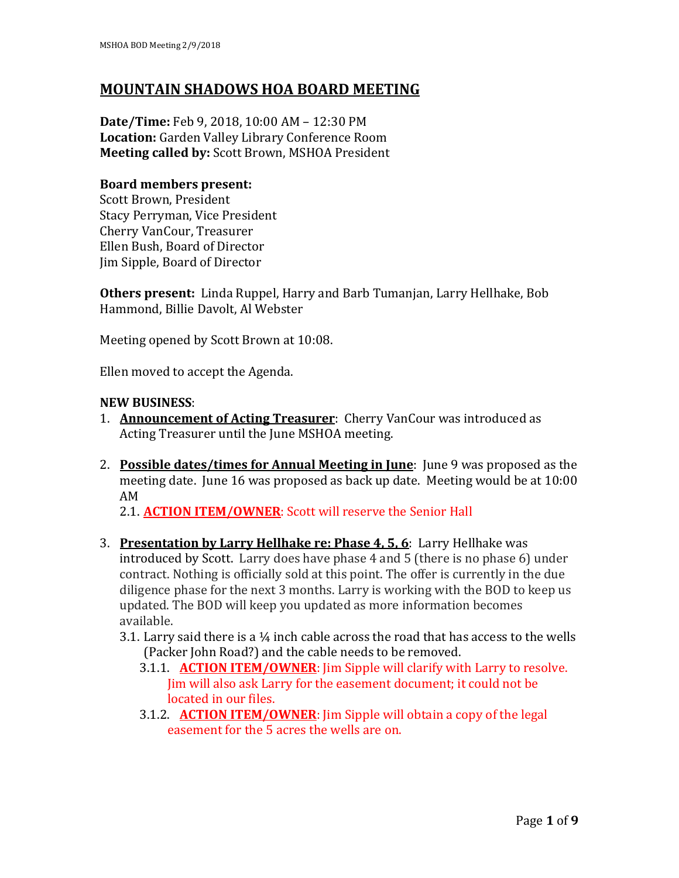# MOUNTAIN SHADOWS HOA BOARD MEETING

**Date/Time:** Feb 9, 2018, 10:00 AM – 12:30 PM
**Location:** Garden Valley Library Conference Room
**Meeting called by:** Scott Brown, MSHOA President

**Board members present:**
Scott Brown, President
Stacy Perryman, Vice President
Cherry VanCour, Treasurer
Ellen Bush, Board of Director
Jim Sipple, Board of Director

**Others present:** Linda Ruppel, Harry and Barb Tumanjan, Larry Hellhake, Bob Hammond, Billie Davolt, Al Webster

Meeting opened by Scott Brown at 10:08.

Ellen moved to accept the Agenda.

**NEW BUSINESS**:

1. **Announcement of Acting Treasurer**: Cherry VanCour was introduced as Acting Treasurer until the June MSHOA meeting.

2. **Possible dates/times for Annual Meeting in June**: June 9 was proposed as the meeting date. June 16 was proposed as back up date. Meeting would be at 10:00 AM
   - 2.1. **ACTION ITEM/OWNER**: Scott will reserve the Senior Hall

3. **Presentation by Larry Hellhake re: Phase 4, 5, 6**: Larry Hellhake was introduced by Scott. Larry does have phase 4 and 5 (there is no phase 6) under contract. Nothing is officially sold at this point. The offer is currently in the due diligence phase for the next 3 months. Larry is working with the BOD to keep us updated. The BOD will keep you updated as more information becomes available.
   - 3.1. Larry said there is a ¼ inch cable across the road that has access to the wells (Packer John Road?) and the cable needs to be removed.
     - 3.1.1. **ACTION ITEM/OWNER**: Jim Sipple will clarify with Larry to resolve. Jim will also ask Larry for the easement document; it could not be located in our files.
     - 3.1.2. **ACTION ITEM/OWNER**: Jim Sipple will obtain a copy of the legal easement for the 5 acres the wells are on.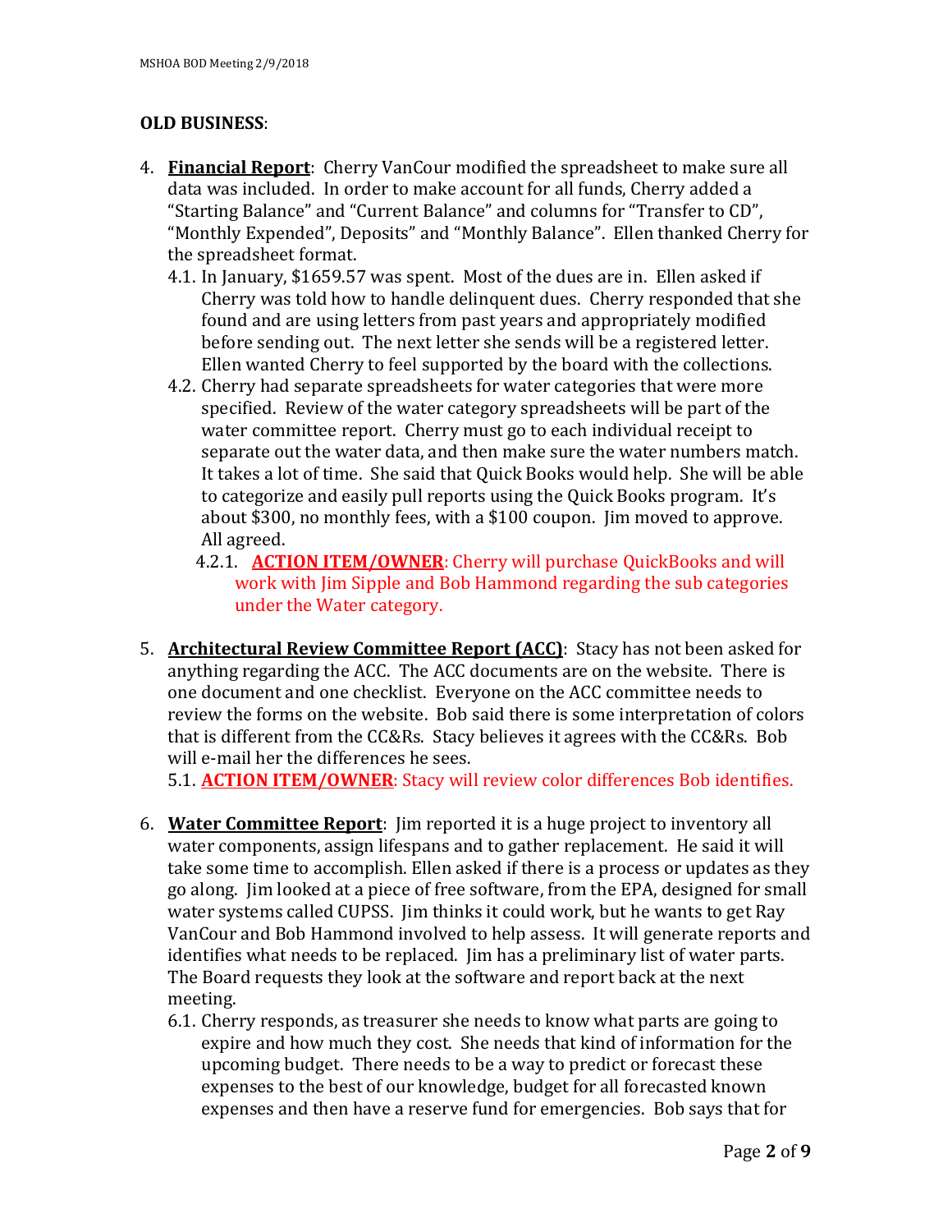**OLD BUSINESS**:

4. **Financial Report**: Cherry VanCour modified the spreadsheet to make sure all data was included. In order to make account for all funds, Cherry added a "Starting Balance" and "Current Balance" and columns for "Transfer to CD", "Monthly Expended", Deposits" and "Monthly Balance". Ellen thanked Cherry for the spreadsheet format.
   4.1. In January, $1659.57 was spent. Most of the dues are in. Ellen asked if Cherry was told how to handle delinquent dues. Cherry responded that she found and are using letters from past years and appropriately modified before sending out. The next letter she sends will be a registered letter. Ellen wanted Cherry to feel supported by the board with the collections.
   4.2. Cherry had separate spreadsheets for water categories that were more specified. Review of the water category spreadsheets will be part of the water committee report. Cherry must go to each individual receipt to separate out the water data, and then make sure the water numbers match. It takes a lot of time. She said that Quick Books would help. She will be able to categorize and easily pull reports using the Quick Books program. It's about $300, no monthly fees, with a $100 coupon. Jim moved to approve. All agreed.
      4.2.1. **ACTION ITEM/OWNER**: Cherry will purchase QuickBooks and will work with Jim Sipple and Bob Hammond regarding the sub categories under the Water category.

5. **Architectural Review Committee Report (ACC)**: Stacy has not been asked for anything regarding the ACC. The ACC documents are on the website. There is one document and one checklist. Everyone on the ACC committee needs to review the forms on the website. Bob said there is some interpretation of colors that is different from the CC&Rs. Stacy believes it agrees with the CC&Rs. Bob will e-mail her the differences he sees.
   5.1. **ACTION ITEM/OWNER**: Stacy will review color differences Bob identifies.

6. **Water Committee Report**: Jim reported it is a huge project to inventory all water components, assign lifespans and to gather replacement. He said it will take some time to accomplish. Ellen asked if there is a process or updates as they go along. Jim looked at a piece of free software, from the EPA, designed for small water systems called CUPSS. Jim thinks it could work, but he wants to get Ray VanCour and Bob Hammond involved to help assess. It will generate reports and identifies what needs to be replaced. Jim has a preliminary list of water parts. The Board requests they look at the software and report back at the next meeting.
   6.1. Cherry responds, as treasurer she needs to know what parts are going to expire and how much they cost. She needs that kind of information for the upcoming budget. There needs to be a way to predict or forecast these expenses to the best of our knowledge, budget for all forecasted known expenses and then have a reserve fund for emergencies. Bob says that for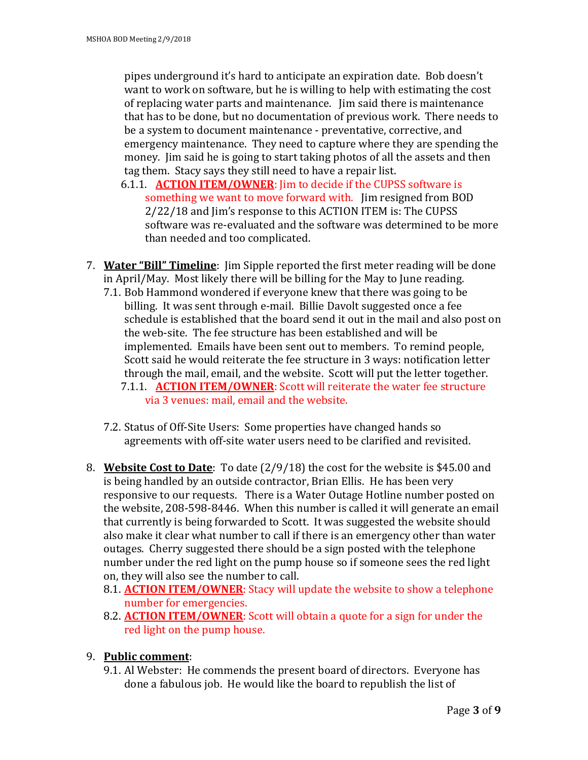pipes underground it's hard to anticipate an expiration date. Bob doesn't want to work on software, but he is willing to help with estimating the cost of replacing water parts and maintenance. Jim said there is maintenance that has to be done, but no documentation of previous work. There needs to be a system to document maintenance - preventative, corrective, and emergency maintenance. They need to capture where they are spending the money. Jim said he is going to start taking photos of all the assets and then tag them. Stacy says they still need to have a repair list.

6.1.1. **ACTION ITEM/OWNER**: Jim to decide if the CUPSS software is something we want to move forward with. Jim resigned from BOD 2/22/18 and Jim's response to this ACTION ITEM is: The CUPSS software was re-evaluated and the software was determined to be more than needed and too complicated.

7. **Water "Bill" Timeline**: Jim Sipple reported the first meter reading will be done in April/May. Most likely there will be billing for the May to June reading.
   7.1. Bob Hammond wondered if everyone knew that there was going to be billing. It was sent through e-mail. Billie Davolt suggested once a fee schedule is established that the board send it out in the mail and also post on the web-site. The fee structure has been established and will be implemented. Emails have been sent out to members. To remind people, Scott said he would reiterate the fee structure in 3 ways: notification letter through the mail, email, and the website. Scott will put the letter together.
      7.1.1. **ACTION ITEM/OWNER**: Scott will reiterate the water fee structure via 3 venues: mail, email and the website.

   7.2. Status of Off-Site Users: Some properties have changed hands so agreements with off-site water users need to be clarified and revisited.

8. **Website Cost to Date**: To date (2/9/18) the cost for the website is $45.00 and is being handled by an outside contractor, Brian Ellis. He has been very responsive to our requests. There is a Water Outage Hotline number posted on the website, 208-598-8446. When this number is called it will generate an email that currently is being forwarded to Scott. It was suggested the website should also make it clear what number to call if there is an emergency other than water outages. Cherry suggested there should be a sign posted with the telephone number under the red light on the pump house so if someone sees the red light on, they will also see the number to call.
   8.1. **ACTION ITEM/OWNER**: Stacy will update the website to show a telephone number for emergencies.
   8.2. **ACTION ITEM/OWNER**: Scott will obtain a quote for a sign for under the red light on the pump house.

9. **Public comment**:
   9.1. Al Webster: He commends the present board of directors. Everyone has done a fabulous job. He would like the board to republish the list of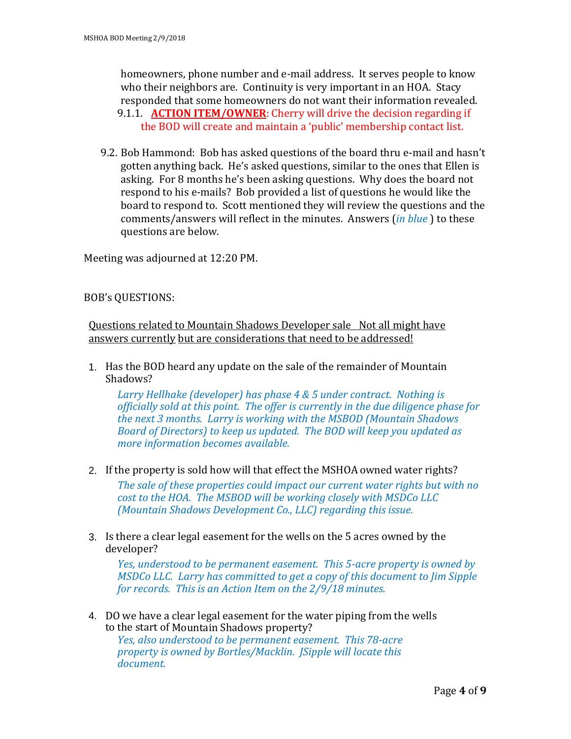homeowners, phone number and e-mail address. It serves people to know who their neighbors are. Continuity is very important in an HOA. Stacy responded that some homeowners do not want their information revealed.

9.1.1. **ACTION ITEM/OWNER**: Cherry will drive the decision regarding if the BOD will create and maintain a 'public' membership contact list.

9.2. Bob Hammond: Bob has asked questions of the board thru e-mail and hasn't gotten anything back. He's asked questions, similar to the ones that Ellen is asking. For 8 months he's been asking questions. Why does the board not respond to his e-mails? Bob provided a list of questions he would like the board to respond to. Scott mentioned they will review the questions and the comments/answers will reflect in the minutes. Answers (*in blue* ) to these questions are below.

Meeting was adjourned at 12:20 PM.

BOB's QUESTIONS:

Questions related to Mountain Shadows Developer sale Not all might have answers currently but are considerations that need to be addressed!

1. Has the BOD heard any update on the sale of the remainder of Mountain Shadows?

   *Larry Hellhake (developer) has phase 4 & 5 under contract. Nothing is officially sold at this point. The offer is currently in the due diligence phase for the next 3 months. Larry is working with the MSBOD (Mountain Shadows Board of Directors) to keep us updated. The BOD will keep you updated as more information becomes available.*

2. If the property is sold how will that effect the MSHOA owned water rights?

   *The sale of these properties could impact our current water rights but with no cost to the HOA. The MSBOD will be working closely with MSDCo LLC (Mountain Shadows Development Co., LLC) regarding this issue.*

3. Is there a clear legal easement for the wells on the 5 acres owned by the developer?

   *Yes, understood to be permanent easement. This 5-acre property is owned by MSDCo LLC. Larry has committed to get a copy of this document to Jim Sipple for records. This is an Action Item on the 2/9/18 minutes.*

4. DO we have a clear legal easement for the water piping from the wells to the start of Mountain Shadows property?

   *Yes, also understood to be permanent easement. This 78-acre property is owned by Bortles/Macklin. JSipple will locate this document.*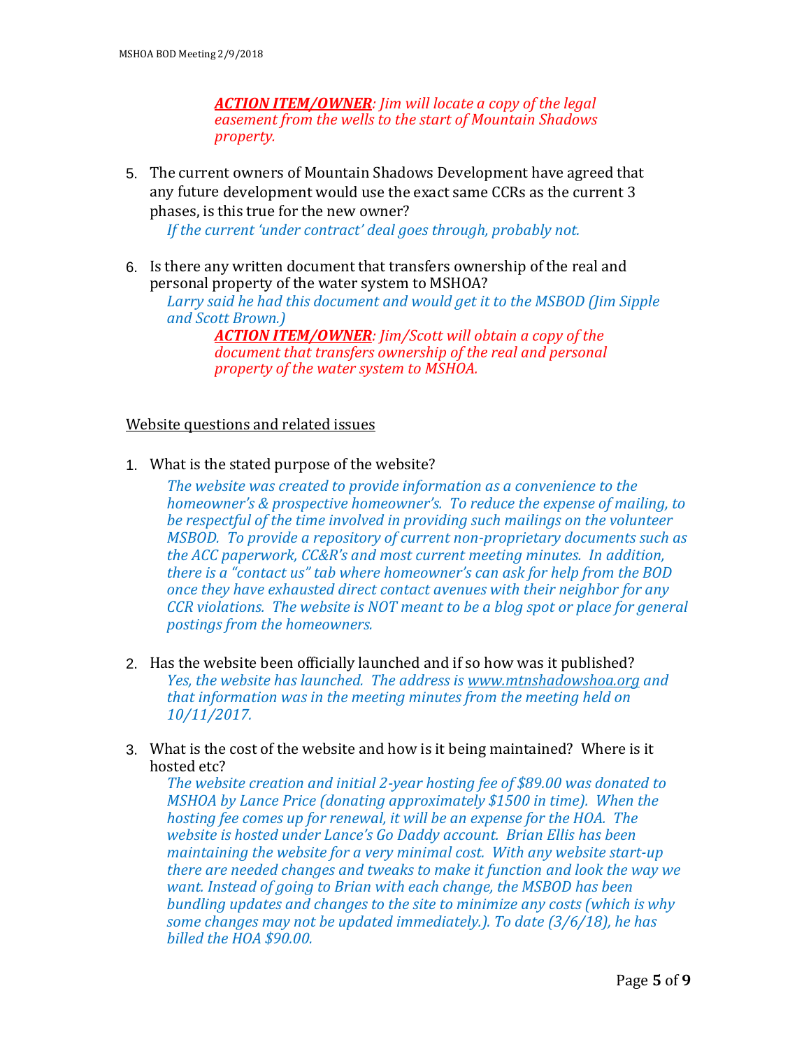***ACTION ITEM/OWNER**: Jim will locate a copy of the legal easement from the wells to the start of Mountain Shadows property.*

5. The current owners of Mountain Shadows Development have agreed that any future development would use the exact same CCRs as the current 3 phases, is this true for the new owner?

   *If the current 'under contract' deal goes through, probably not.*

6. Is there any written document that transfers ownership of the real and personal property of the water system to MSHOA?

   *Larry said he had this document and would get it to the MSBOD (Jim Sipple and Scott Brown.)*

   ***ACTION ITEM/OWNER**: Jim/Scott will obtain a copy of the document that transfers ownership of the real and personal property of the water system to MSHOA.*

Website questions and related issues

1. What is the stated purpose of the website?

   *The website was created to provide information as a convenience to the homeowner's & prospective homeowner's. To reduce the expense of mailing, to be respectful of the time involved in providing such mailings on the volunteer MSBOD. To provide a repository of current non-proprietary documents such as the ACC paperwork, CC&R's and most current meeting minutes. In addition, there is a "contact us" tab where homeowner's can ask for help from the BOD once they have exhausted direct contact avenues with their neighbor for any CCR violations. The website is NOT meant to be a blog spot or place for general postings from the homeowners.*

2. Has the website been officially launched and if so how was it published?

   *Yes, the website has launched. The address is www.mtnshadowshoa.org and that information was in the meeting minutes from the meeting held on 10/11/2017.*

3. What is the cost of the website and how is it being maintained? Where is it hosted etc?

   *The website creation and initial 2-year hosting fee of $89.00 was donated to MSHOA by Lance Price (donating approximately $1500 in time). When the hosting fee comes up for renewal, it will be an expense for the HOA. The website is hosted under Lance's Go Daddy account. Brian Ellis has been maintaining the website for a very minimal cost. With any website start-up there are needed changes and tweaks to make it function and look the way we want. Instead of going to Brian with each change, the MSBOD has been bundling updates and changes to the site to minimize any costs (which is why some changes may not be updated immediately.). To date (3/6/18), he has billed the HOA $90.00.*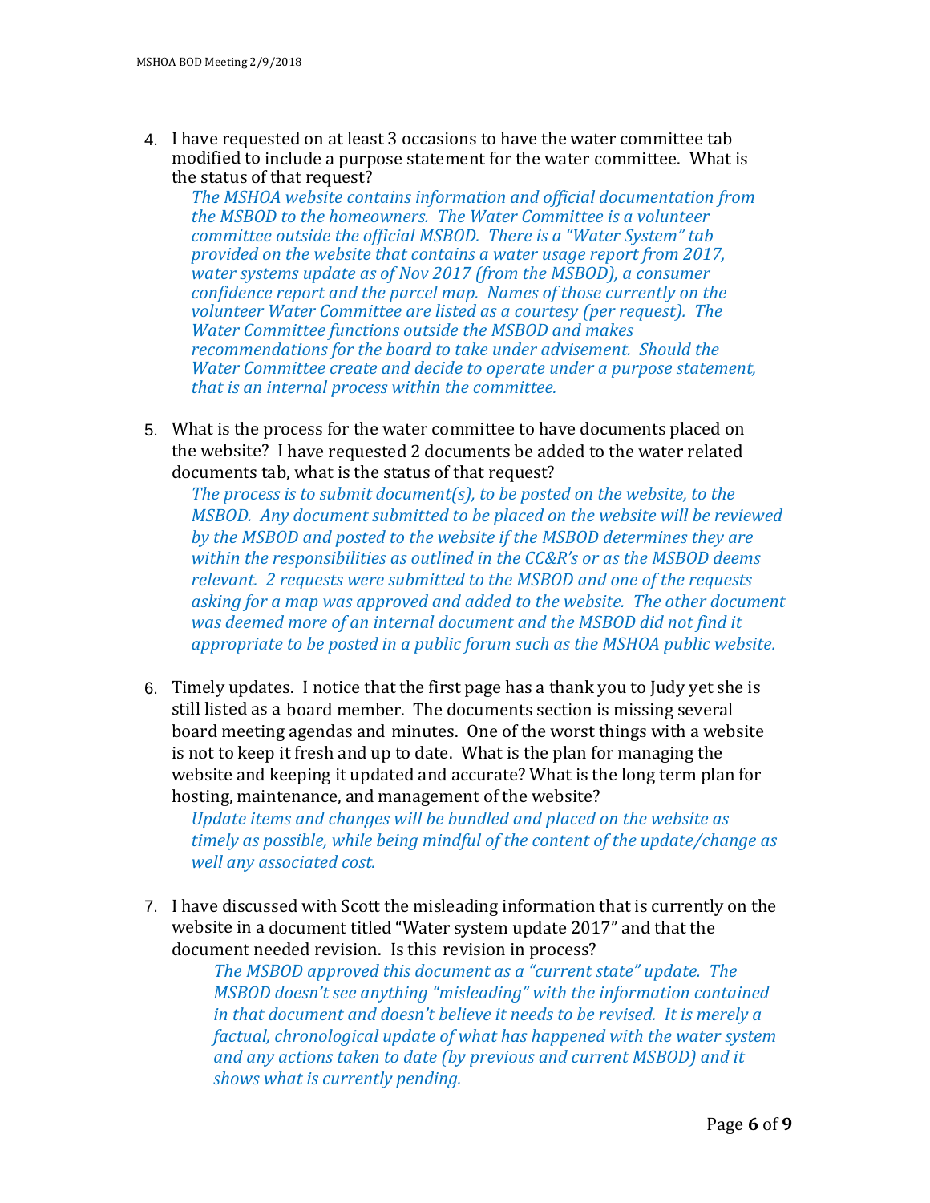4. I have requested on at least 3 occasions to have the water committee tab modified to include a purpose statement for the water committee. What is the status of that request?

   *The MSHOA website contains information and official documentation from the MSBOD to the homeowners. The Water Committee is a volunteer committee outside the official MSBOD. There is a "Water System" tab provided on the website that contains a water usage report from 2017, water systems update as of Nov 2017 (from the MSBOD), a consumer confidence report and the parcel map. Names of those currently on the volunteer Water Committee are listed as a courtesy (per request). The Water Committee functions outside the MSBOD and makes recommendations for the board to take under advisement. Should the Water Committee create and decide to operate under a purpose statement, that is an internal process within the committee.*

5. What is the process for the water committee to have documents placed on the website? I have requested 2 documents be added to the water related documents tab, what is the status of that request?

   *The process is to submit document(s), to be posted on the website, to the MSBOD. Any document submitted to be placed on the website will be reviewed by the MSBOD and posted to the website if the MSBOD determines they are within the responsibilities as outlined in the CC&R's or as the MSBOD deems relevant. 2 requests were submitted to the MSBOD and one of the requests asking for a map was approved and added to the website. The other document was deemed more of an internal document and the MSBOD did not find it appropriate to be posted in a public forum such as the MSHOA public website.*

6. Timely updates. I notice that the first page has a thank you to Judy yet she is still listed as a board member. The documents section is missing several board meeting agendas and minutes. One of the worst things with a website is not to keep it fresh and up to date. What is the plan for managing the website and keeping it updated and accurate? What is the long term plan for hosting, maintenance, and management of the website?

   *Update items and changes will be bundled and placed on the website as timely as possible, while being mindful of the content of the update/change as well any associated cost.*

7. I have discussed with Scott the misleading information that is currently on the website in a document titled "Water system update 2017" and that the document needed revision. Is this revision in process?

   *The MSBOD approved this document as a "current state" update. The MSBOD doesn't see anything "misleading" with the information contained in that document and doesn't believe it needs to be revised. It is merely a factual, chronological update of what has happened with the water system and any actions taken to date (by previous and current MSBOD) and it shows what is currently pending.*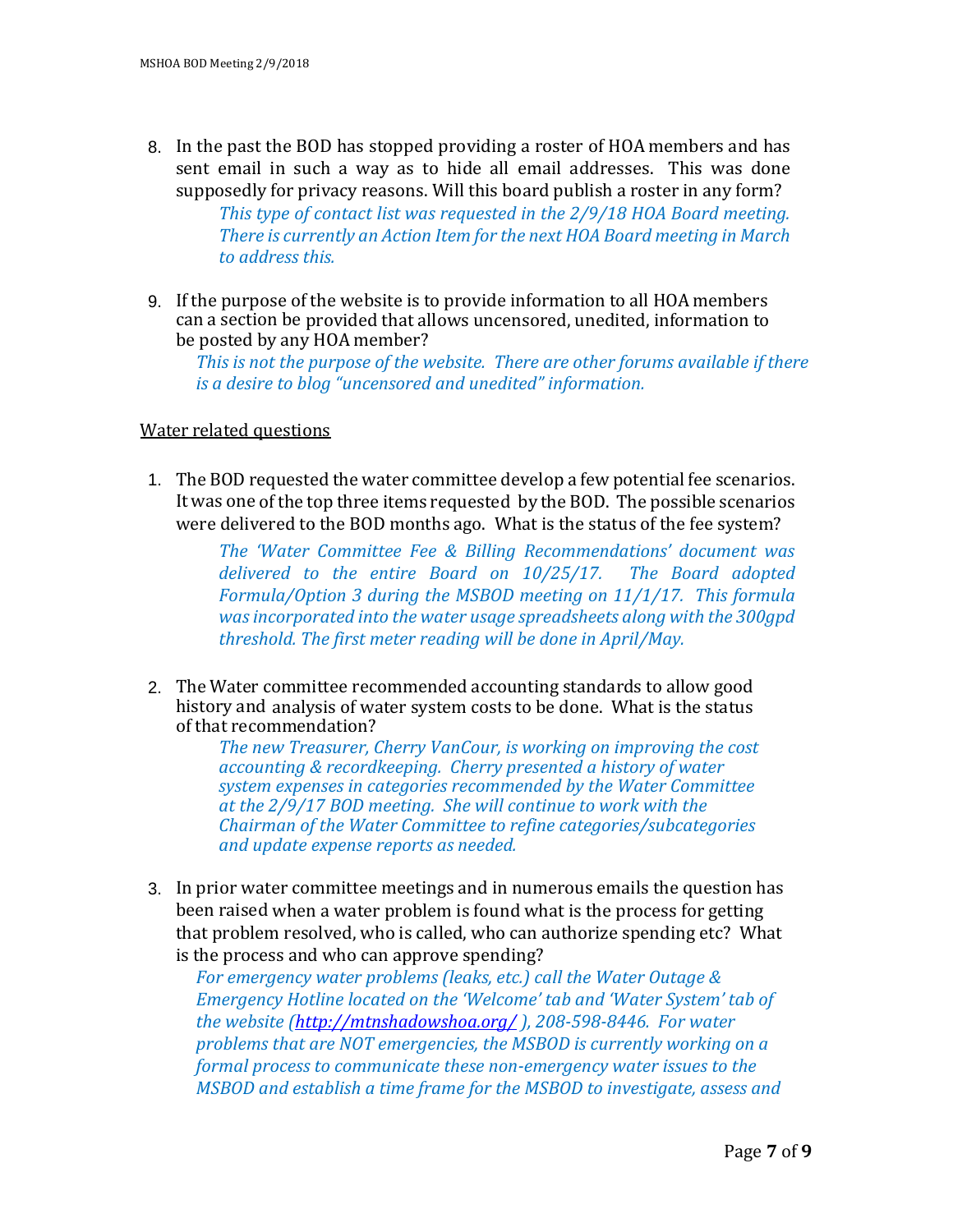8. In the past the BOD has stopped providing a roster of HOA members and has sent email in such a way as to hide all email addresses. This was done supposedly for privacy reasons. Will this board publish a roster in any form?

   *This type of contact list was requested in the 2/9/18 HOA Board meeting. There is currently an Action Item for the next HOA Board meeting in March to address this.*

9. If the purpose of the website is to provide information to all HOA members can a section be provided that allows uncensored, unedited, information to be posted by any HOA member?

   *This is not the purpose of the website. There are other forums available if there is a desire to blog "uncensored and unedited" information.*

<u>Water related questions</u>

1. The BOD requested the water committee develop a few potential fee scenarios. It was one of the top three items requested by the BOD. The possible scenarios were delivered to the BOD months ago. What is the status of the fee system?

   *The 'Water Committee Fee & Billing Recommendations' document was delivered to the entire Board on 10/25/17. The Board adopted Formula/Option 3 during the MSBOD meeting on 11/1/17. This formula was incorporated into the water usage spreadsheets along with the 300gpd threshold. The first meter reading will be done in April/May.*

2. The Water committee recommended accounting standards to allow good history and analysis of water system costs to be done. What is the status of that recommendation?

   *The new Treasurer, Cherry VanCour, is working on improving the cost accounting & recordkeeping. Cherry presented a history of water system expenses in categories recommended by the Water Committee at the 2/9/17 BOD meeting. She will continue to work with the Chairman of the Water Committee to refine categories/subcategories and update expense reports as needed.*

3. In prior water committee meetings and in numerous emails the question has been raised when a water problem is found what is the process for getting that problem resolved, who is called, who can authorize spending etc? What is the process and who can approve spending?

   *For emergency water problems (leaks, etc.) call the Water Outage & Emergency Hotline located on the 'Welcome' tab and 'Water System' tab of the website ([http://mtnshadowshoa.org/](http://mtnshadowshoa.org/) ), 208-598-8446. For water problems that are NOT emergencies, the MSBOD is currently working on a formal process to communicate these non-emergency water issues to the MSBOD and establish a time frame for the MSBOD to investigate, assess and*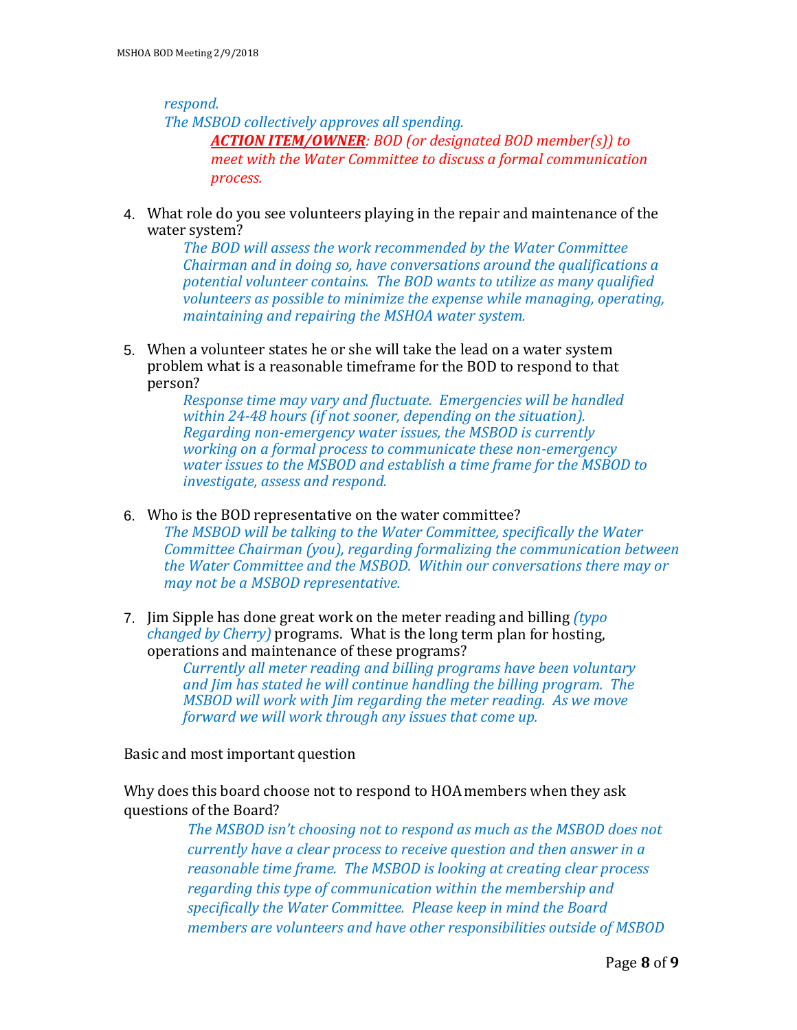*respond.*

*The MSBOD collectively approves all spending.*

> ***ACTION ITEM/OWNER**: BOD (or designated BOD member(s)) to meet with the Water Committee to discuss a formal communication process.*

4. What role do you see volunteers playing in the repair and maintenance of the water system?

   *The BOD will assess the work recommended by the Water Committee Chairman and in doing so, have conversations around the qualifications a potential volunteer contains. The BOD wants to utilize as many qualified volunteers as possible to minimize the expense while managing, operating, maintaining and repairing the MSHOA water system.*

5. When a volunteer states he or she will take the lead on a water system problem what is a reasonable timeframe for the BOD to respond to that person?

   *Response time may vary and fluctuate. Emergencies will be handled within 24-48 hours (if not sooner, depending on the situation). Regarding non-emergency water issues, the MSBOD is currently working on a formal process to communicate these non-emergency water issues to the MSBOD and establish a time frame for the MSBOD to investigate, assess and respond.*

6. Who is the BOD representative on the water committee?

   *The MSBOD will be talking to the Water Committee, specifically the Water Committee Chairman (you), regarding formalizing the communication between the Water Committee and the MSBOD. Within our conversations there may or may not be a MSBOD representative.*

7. Jim Sipple has done great work on the meter reading and billing *(typo changed by Cherry)* programs. What is the long term plan for hosting, operations and maintenance of these programs?

   *Currently all meter reading and billing programs have been voluntary and Jim has stated he will continue handling the billing program. The MSBOD will work with Jim regarding the meter reading. As we move forward we will work through any issues that come up.*

Basic and most important question

Why does this board choose not to respond to HOA members when they ask questions of the Board?

> *The MSBOD isn't choosing not to respond as much as the MSBOD does not currently have a clear process to receive question and then answer in a reasonable time frame. The MSBOD is looking at creating clear process regarding this type of communication within the membership and specifically the Water Committee. Please keep in mind the Board members are volunteers and have other responsibilities outside of MSBOD*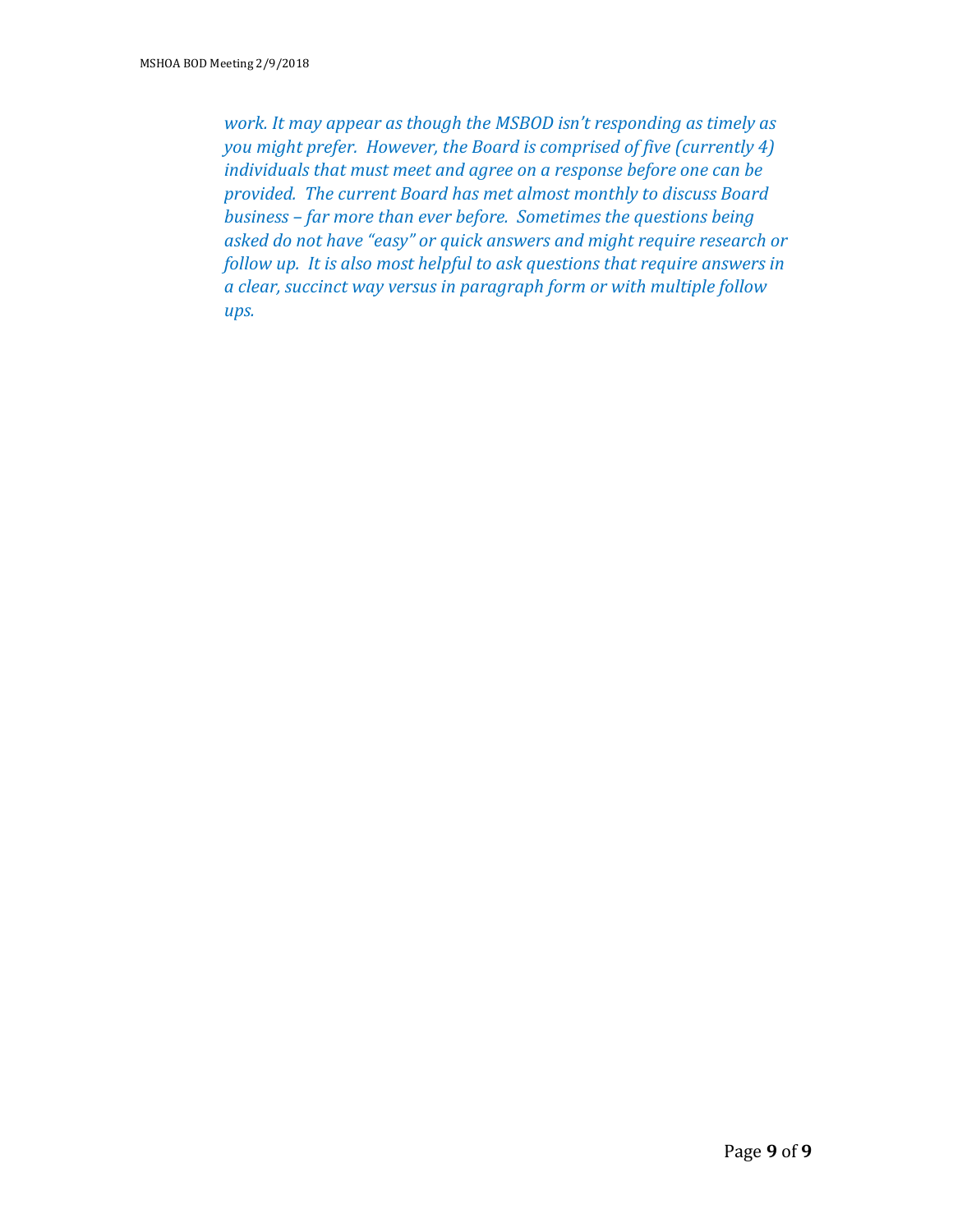*work. It may appear as though the MSBOD isn't responding as timely as you might prefer. However, the Board is comprised of five (currently 4) individuals that must meet and agree on a response before one can be provided. The current Board has met almost monthly to discuss Board business – far more than ever before. Sometimes the questions being asked do not have "easy" or quick answers and might require research or follow up. It is also most helpful to ask questions that require answers in a clear, succinct way versus in paragraph form or with multiple follow ups.*